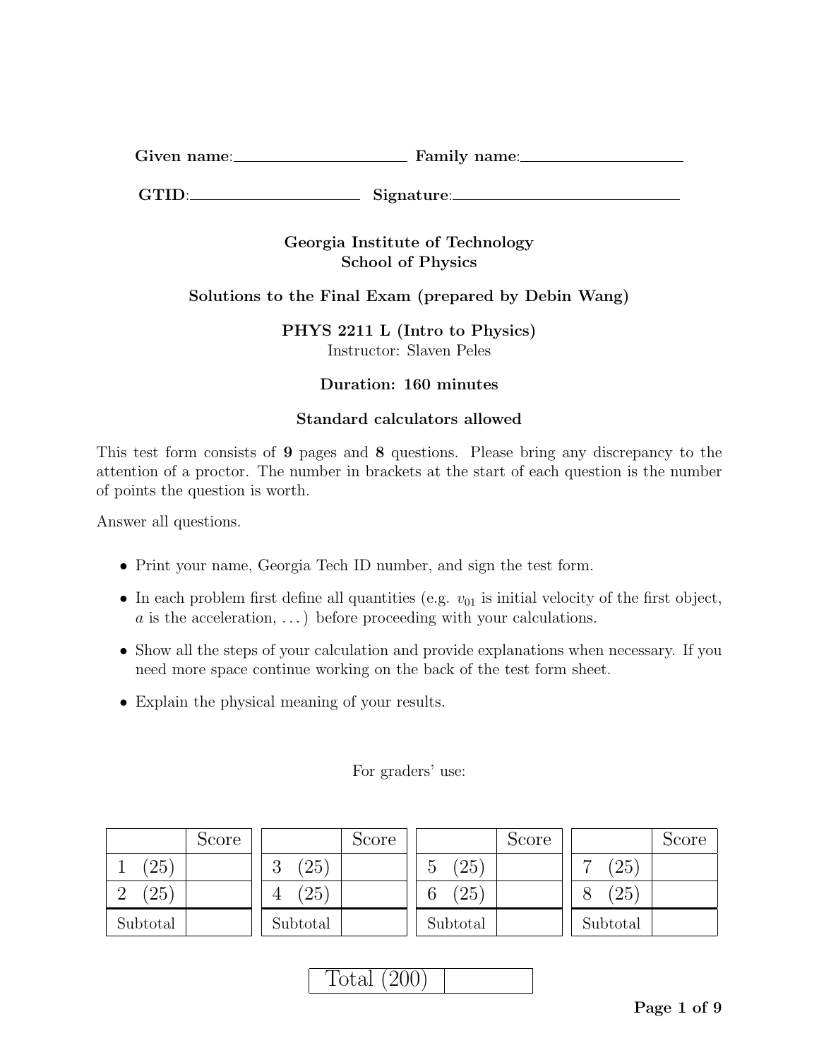**Given name**:\_\_\_\_\_\_\_\_\_\_\_\_\_\_\_\_\_\_\_\_ **Family name**:\_\_\_\_\_\_\_\_\_\_\_\_\_\_\_\_\_\_\_\_

**GTID**:\_\_\_\_\_\_\_\_\_\_\_\_\_\_\_\_\_\_\_\_ **Signature**:\_\_\_\_\_\_\_\_\_\_\_\_\_\_\_\_\_\_\_\_\_\_\_\_\_\_

**Georgia Institute of Technology**
**School of Physics**

**Solutions to the Final Exam (prepared by Debin Wang)**

**PHYS 2211 L (Intro to Physics)**
Instructor: Slaven Peles

**Duration: 160 minutes**

**Standard calculators allowed**

This test form consists of **9** pages and **8** questions. Please bring any discrepancy to the attention of a proctor. The number in brackets at the start of each question is the number of points the question is worth.

Answer all questions.

- Print your name, Georgia Tech ID number, and sign the test form.
- In each problem first define all quantities (e.g. $v_{01}$ is initial velocity of the first object, $a$ is the acceleration, ...) before proceeding with your calculations.
- Show all the steps of your calculation and provide explanations when necessary. If you need more space continue working on the back of the test form sheet.
- Explain the physical meaning of your results.

For graders' use:

| | Score |
|---|---|
| 1 (25) | |
| 2 (25) | |
| Subtotal | |

| | Score |
|---|---|
| 3 (25) | |
| 4 (25) | |
| Subtotal | |

| | Score |
|---|---|
| 5 (25) | |
| 6 (25) | |
| Subtotal | |

| | Score |
|---|---|
| 7 (25) | |
| 8 (25) | |
| Subtotal | |

| Total (200) | |
|---|---|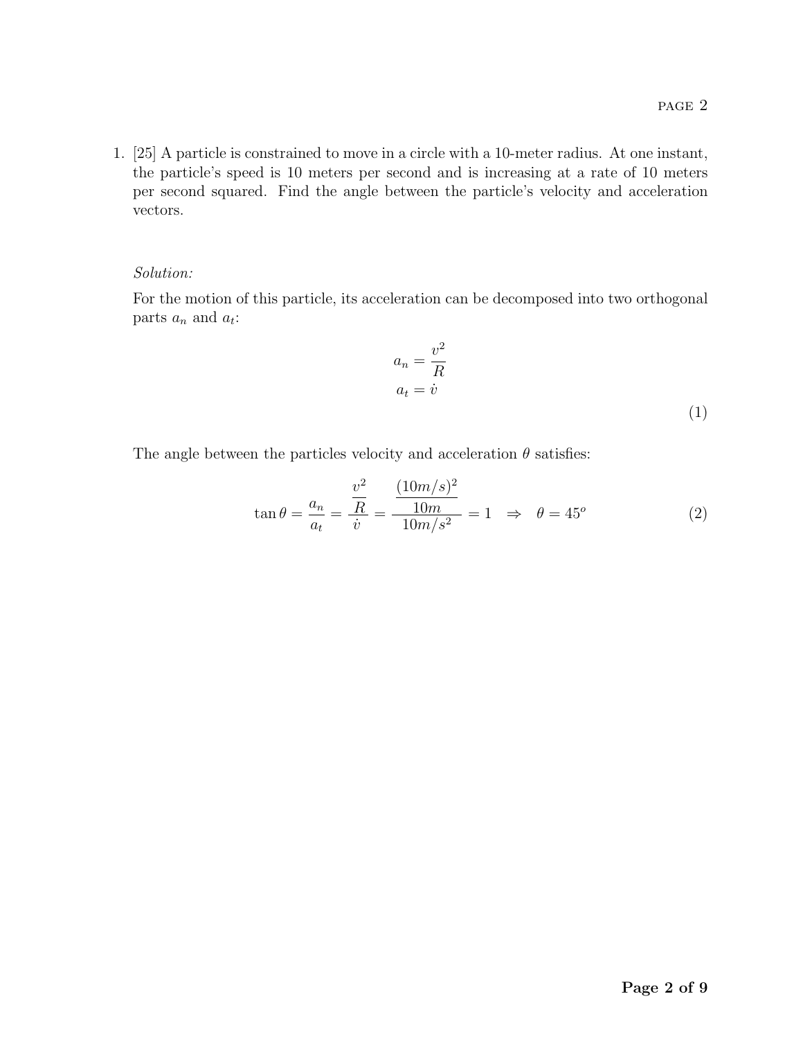1. [25] A particle is constrained to move in a circle with a 10-meter radius. At one instant, the particle's speed is 10 meters per second and is increasing at a rate of 10 meters per second squared. Find the angle between the particle's velocity and acceleration vectors.

*Solution:*

For the motion of this particle, its acceleration can be decomposed into two orthogonal parts $a_n$ and $a_t$:

$$a_n = \frac{v^2}{R}$$
$$a_t = \dot{v} \tag{1}$$

The angle between the particles velocity and acceleration $\theta$ satisfies:

$$\tan\theta = \frac{a_n}{a_t} = \frac{\frac{v^2}{R}}{\dot{v}} = \frac{\frac{(10m/s)^2}{10m}}{10m/s^2} = 1 \quad \Rightarrow \quad \theta = 45^o \tag{2}$$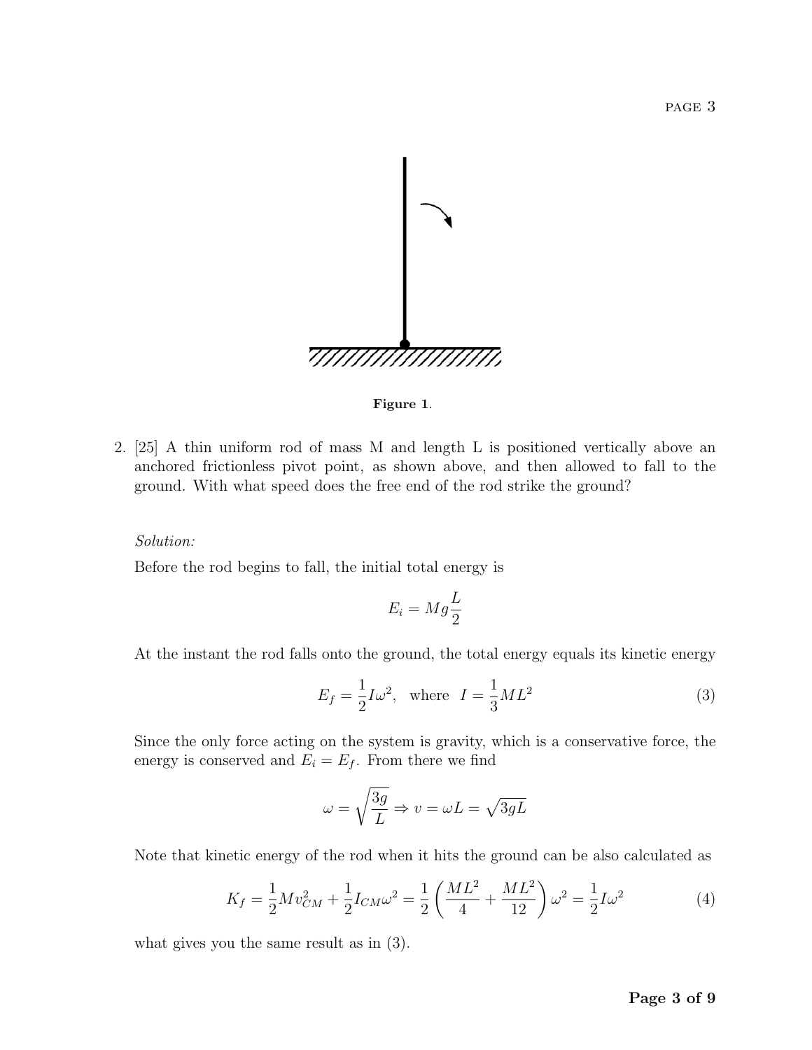**Figure 1**.

2. [25] A thin uniform rod of mass M and length L is positioned vertically above an anchored frictionless pivot point, as shown above, and then allowed to fall to the ground. With what speed does the free end of the rod strike the ground?

*Solution:*

Before the rod begins to fall, the initial total energy is

$$E_i = Mg\frac{L}{2}$$

At the instant the rod falls onto the ground, the total energy equals its kinetic energy

$$E_f = \frac{1}{2}I\omega^2, \text{ where } I = \frac{1}{3}ML^2 \tag{3}$$

Since the only force acting on the system is gravity, which is a conservative force, the energy is conserved and $E_i = E_f$. From there we find

$$\omega = \sqrt{\frac{3g}{L}} \Rightarrow v = \omega L = \sqrt{3gL}$$

Note that kinetic energy of the rod when it hits the ground can be also calculated as

$$K_f = \frac{1}{2}Mv_{CM}^2 + \frac{1}{2}I_{CM}\omega^2 = \frac{1}{2}\left(\frac{ML^2}{4} + \frac{ML^2}{12}\right)\omega^2 = \frac{1}{2}I\omega^2 \tag{4}$$

what gives you the same result as in (3).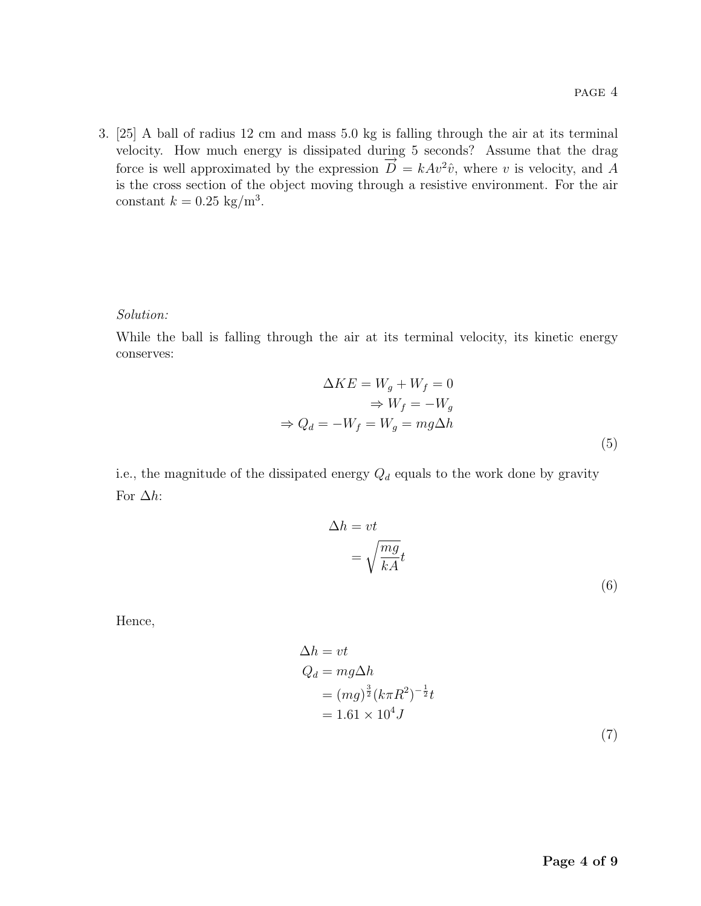3. [25] A ball of radius 12 cm and mass 5.0 kg is falling through the air at its terminal velocity. How much energy is dissipated during 5 seconds? Assume that the drag force is well approximated by the expression $\overrightarrow{D} = kAv^2\hat{v}$, where $v$ is velocity, and $A$ is the cross section of the object moving through a resistive environment. For the air constant $k = 0.25$ kg/m$^3$.

*Solution:*

While the ball is falling through the air at its terminal velocity, its kinetic energy conserves:

$$
\begin{aligned}
\Delta KE = W_g + W_f = 0 \\
\Rightarrow W_f = -W_g \\
\Rightarrow Q_d = -W_f = W_g = mg\Delta h
\end{aligned}
\tag{5}
$$

i.e., the magnitude of the dissipated energy $Q_d$ equals to the work done by gravity

For $\Delta h$:

$$
\begin{aligned}
\Delta h &= vt \\
&= \sqrt{\frac{mg}{kA}}t
\end{aligned}
\tag{6}
$$

Hence,

$$
\begin{aligned}
\Delta h &= vt \\
Q_d &= mg\Delta h \\
&= (mg)^{\frac{3}{2}}(k\pi R^2)^{-\frac{1}{2}}t \\
&= 1.61 \times 10^4 J
\end{aligned}
\tag{7}
$$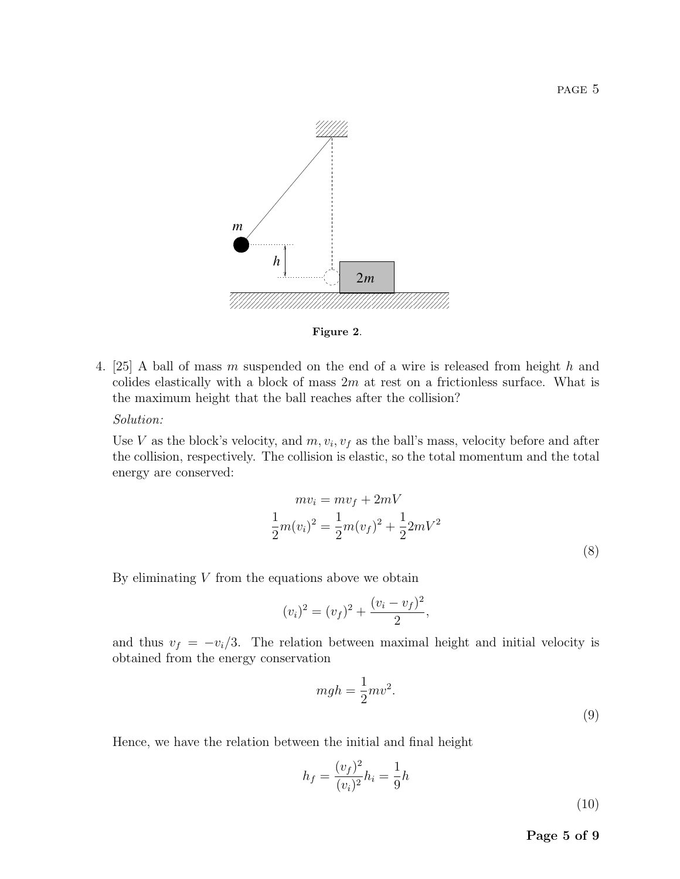**Figure 2**.

4. [25] A ball of mass $m$ suspended on the end of a wire is released from height $h$ and colides elastically with a block of mass $2m$ at rest on a frictionless surface. What is the maximum height that the ball reaches after the collision?

*Solution:*

Use $V$ as the block's velocity, and $m, v_i, v_f$ as the ball's mass, velocity before and after the collision, respectively. The collision is elastic, so the total momentum and the total energy are conserved:

$$mv_i = mv_f + 2mV$$
$$\frac{1}{2}m(v_i)^2 = \frac{1}{2}m(v_f)^2 + \frac{1}{2}2mV^2 \tag{8}$$

By eliminating $V$ from the equations above we obtain

$$(v_i)^2 = (v_f)^2 + \frac{(v_i - v_f)^2}{2},$$

and thus $v_f = -v_i/3$. The relation between maximal height and initial velocity is obtained from the energy conservation

$$mgh = \frac{1}{2}mv^2. \tag{9}$$

Hence, we have the relation between the initial and final height

$$h_f = \frac{(v_f)^2}{(v_i)^2}h_i = \frac{1}{9}h \tag{10}$$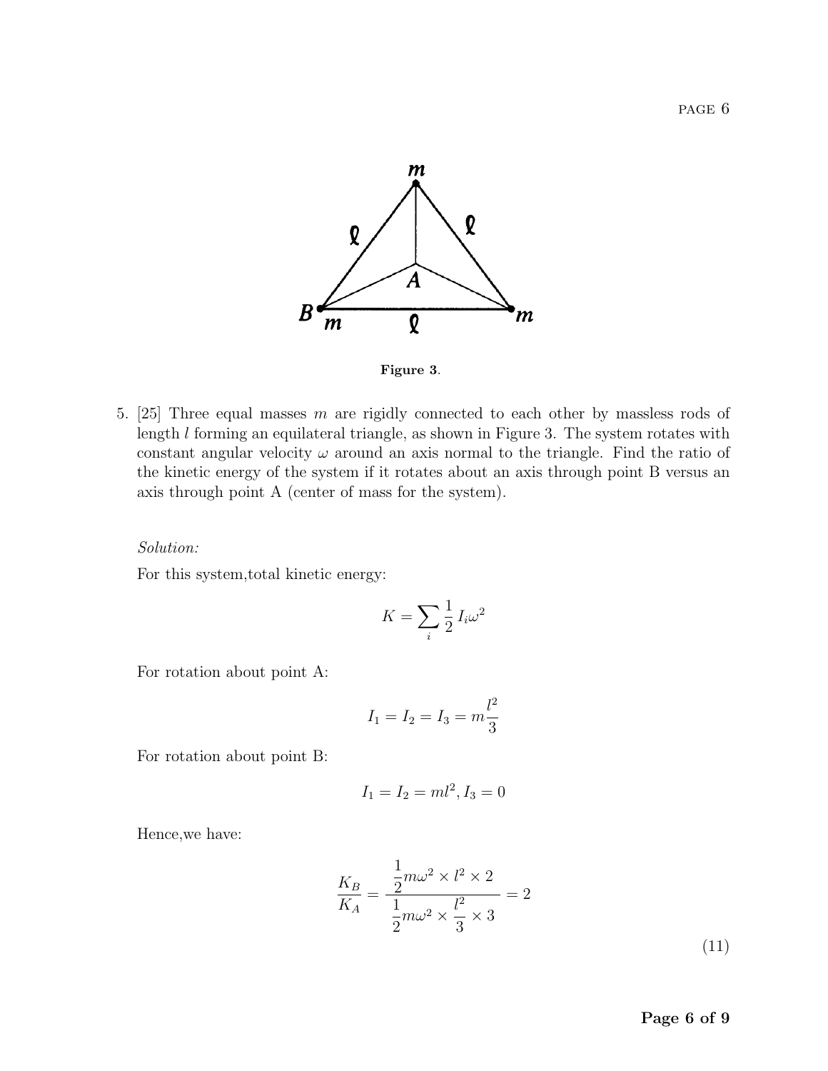**Figure 3**.

5. [25] Three equal masses $m$ are rigidly connected to each other by massless rods of length $l$ forming an equilateral triangle, as shown in Figure 3. The system rotates with constant angular velocity $\omega$ around an axis normal to the triangle. Find the ratio of the kinetic energy of the system if it rotates about an axis through point B versus an axis through point A (center of mass for the system).

*Solution:*

For this system,total kinetic energy:

$$K = \sum_i \frac{1}{2} I_i \omega^2$$

For rotation about point A:

$$I_1 = I_2 = I_3 = m\frac{l^2}{3}$$

For rotation about point B:

$$I_1 = I_2 = ml^2, I_3 = 0$$

Hence,we have:

$$\frac{K_B}{K_A} = \frac{\frac{1}{2}m\omega^2 \times l^2 \times 2}{\frac{1}{2}m\omega^2 \times \frac{l^2}{3} \times 3} = 2 \tag{11}$$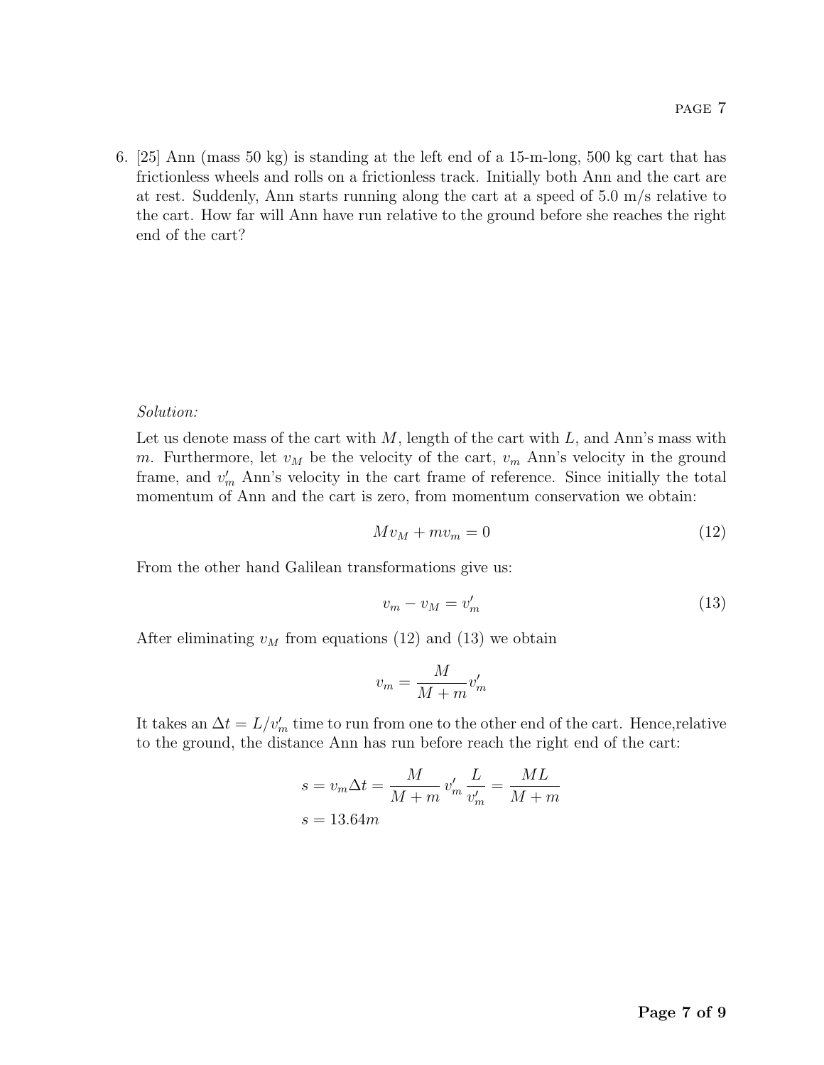6. [25] Ann (mass 50 kg) is standing at the left end of a 15-m-long, 500 kg cart that has frictionless wheels and rolls on a frictionless track. Initially both Ann and the cart are at rest. Suddenly, Ann starts running along the cart at a speed of 5.0 m/s relative to the cart. How far will Ann have run relative to the ground before she reaches the right end of the cart?

*Solution:*

Let us denote mass of the cart with $M$, length of the cart with $L$, and Ann's mass with $m$. Furthermore, let $v_M$ be the velocity of the cart, $v_m$ Ann's velocity in the ground frame, and $v'_m$ Ann's velocity in the cart frame of reference. Since initially the total momentum of Ann and the cart is zero, from momentum conservation we obtain:

$$Mv_M + mv_m = 0 \tag{12}$$

From the other hand Galilean transformations give us:

$$v_m - v_M = v'_m \tag{13}$$

After eliminating $v_M$ from equations (12) and (13) we obtain

$$v_m = \frac{M}{M+m}v'_m$$

It takes an $\Delta t = L/v'_m$ time to run from one to the other end of the cart. Hence,relative to the ground, the distance Ann has run before reach the right end of the cart:

$$s = v_m \Delta t = \frac{M}{M+m}\, v'_m \, \frac{L}{v'_m} = \frac{ML}{M+m}$$

$$s = 13.64m$$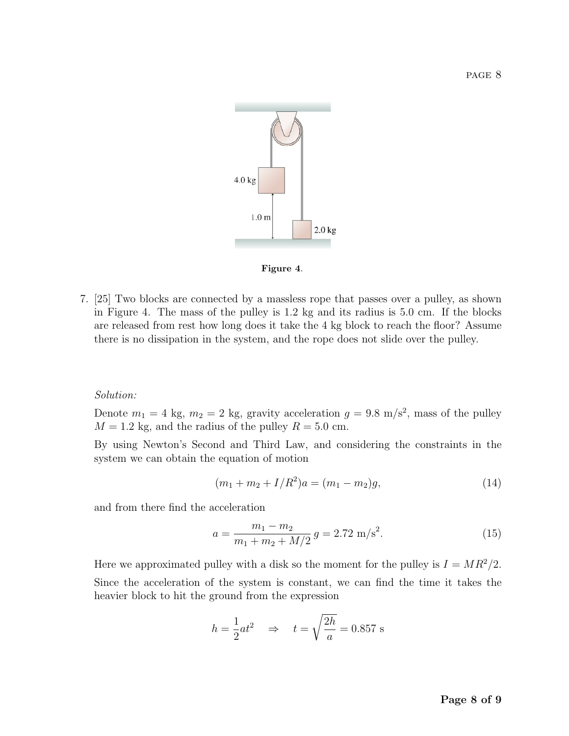**Figure 4.**

7. [25] Two blocks are connected by a massless rope that passes over a pulley, as shown in Figure 4. The mass of the pulley is 1.2 kg and its radius is 5.0 cm. If the blocks are released from rest how long does it take the 4 kg block to reach the floor? Assume there is no dissipation in the system, and the rope does not slide over the pulley.

*Solution:*

Denote $m_1 = 4$ kg, $m_2 = 2$ kg, gravity acceleration $g = 9.8$ m/s$^2$, mass of the pulley $M = 1.2$ kg, and the radius of the pulley $R = 5.0$ cm.

By using Newton's Second and Third Law, and considering the constraints in the system we can obtain the equation of motion

$$(m_1 + m_2 + I/R^2)a = (m_1 - m_2)g, \tag{14}$$

and from there find the acceleration

$$a = \frac{m_1 - m_2}{m_1 + m_2 + M/2}\, g = 2.72 \text{ m/s}^2. \tag{15}$$

Here we approximated pulley with a disk so the moment for the pulley is $I = MR^2/2$.

Since the acceleration of the system is constant, we can find the time it takes the heavier block to hit the ground from the expression

$$h = \frac{1}{2}at^2 \quad \Rightarrow \quad t = \sqrt{\frac{2h}{a}} = 0.857 \text{ s}$$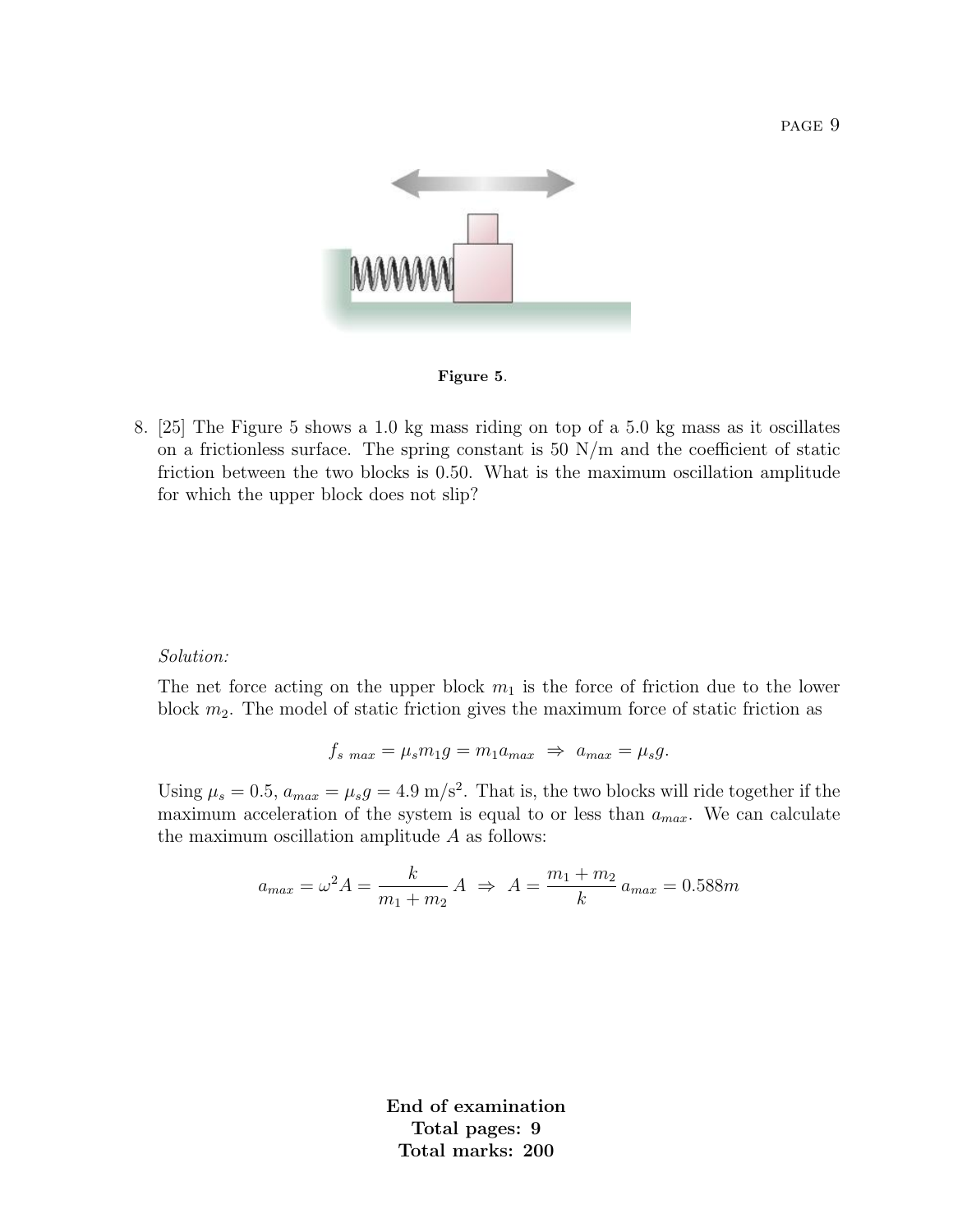**Figure 5.**

8. [25] The Figure 5 shows a 1.0 kg mass riding on top of a 5.0 kg mass as it oscillates on a frictionless surface. The spring constant is 50 N/m and the coefficient of static friction between the two blocks is 0.50. What is the maximum oscillation amplitude for which the upper block does not slip?

*Solution:*

The net force acting on the upper block $m_1$ is the force of friction due to the lower block $m_2$. The model of static friction gives the maximum force of static friction as

$$f_{s\ max} = \mu_s m_1 g = m_1 a_{max} \ \Rightarrow \ a_{max} = \mu_s g.$$

Using $\mu_s = 0.5$, $a_{max} = \mu_s g = 4.9 \text{ m/s}^2$. That is, the two blocks will ride together if the maximum acceleration of the system is equal to or less than $a_{max}$. We can calculate the maximum oscillation amplitude $A$ as follows:

$$a_{max} = \omega^2 A = \frac{k}{m_1 + m_2} A \ \Rightarrow \ A = \frac{m_1 + m_2}{k} a_{max} = 0.588m$$

**End of examination**
**Total pages: 9**
**Total marks: 200**